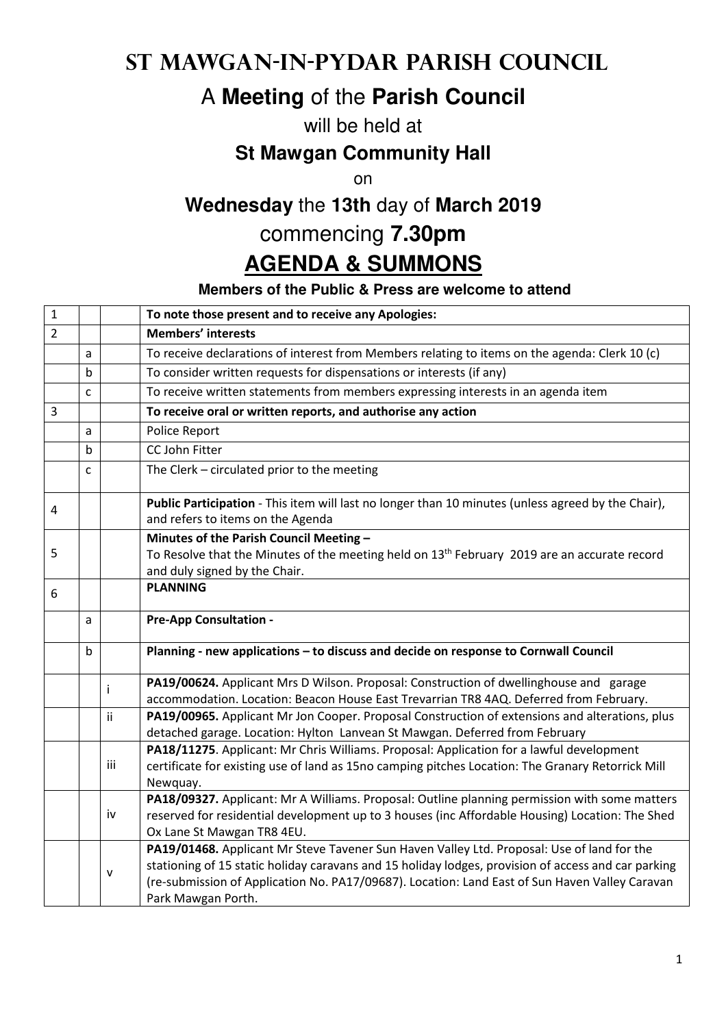# ST MAWGAN-IN-PYDAR PARISH COUNCIL

## A **Meeting** of the **Parish Council**

will be held at

### St Mawgan Community Hall

on

### **Wednesday** the **13th** day of **March 2019**

## commencing **7.30pm**

# AGENDA & SUMMONS

**Members of the Public & Press are welcome to attend**

| | | | |
|---|---|---|---|
| 1 | | | **To note those present and to receive any Apologies:** |
| 2 | | | **Members' interests** |
| | a | | To receive declarations of interest from Members relating to items on the agenda: Clerk 10 (c) |
| | b | | To consider written requests for dispensations or interests (if any) |
| | c | | To receive written statements from members expressing interests in an agenda item |
| 3 | | | **To receive oral or written reports, and authorise any action** |
| | a | | Police Report |
| | b | | CC John Fitter |
| | c | | The Clerk – circulated prior to the meeting |
| 4 | | | **Public Participation** - This item will last no longer than 10 minutes (unless agreed by the Chair), and refers to items on the Agenda |
| 5 | | | **Minutes of the Parish Council Meeting –** To Resolve that the Minutes of the meeting held on 13th February 2019 are an accurate record and duly signed by the Chair. |
| 6 | | | **PLANNING** |
| | a | | **Pre-App Consultation -** |
| | b | | **Planning - new applications – to discuss and decide on response to Cornwall Council** |
| | | i | **PA19/00624.** Applicant Mrs D Wilson. Proposal: Construction of dwellinghouse and garage accommodation. Location: Beacon House East Trevarrian TR8 4AQ. Deferred from February. |
| | | ii | **PA19/00965.** Applicant Mr Jon Cooper. Proposal Construction of extensions and alterations, plus detached garage. Location: Hylton Lanvean St Mawgan. Deferred from February |
| | | iii | **PA18/11275**. Applicant: Mr Chris Williams. Proposal: Application for a lawful development certificate for existing use of land as 15no camping pitches Location: The Granary Retorrick Mill Newquay. |
| | | iv | **PA18/09327.** Applicant: Mr A Williams. Proposal: Outline planning permission with some matters reserved for residential development up to 3 houses (inc Affordable Housing) Location: The Shed Ox Lane St Mawgan TR8 4EU. |
| | | v | **PA19/01468.** Applicant Mr Steve Tavener Sun Haven Valley Ltd. Proposal: Use of land for the stationing of 15 static holiday caravans and 15 holiday lodges, provision of access and car parking (re-submission of Application No. PA17/09687). Location: Land East of Sun Haven Valley Caravan Park Mawgan Porth. |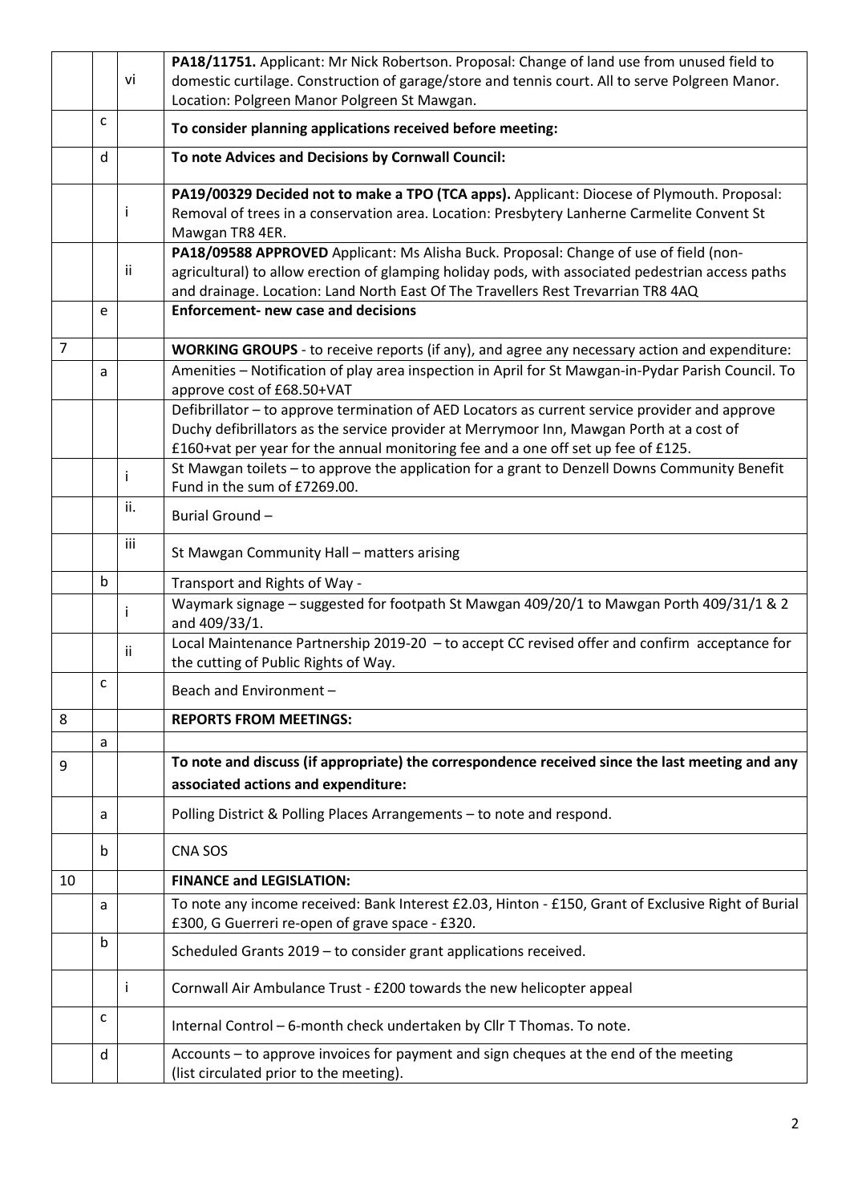|  |  |  |  |
|---|---|---|---|
|  |  | vi | **PA18/11751.** Applicant: Mr Nick Robertson. Proposal: Change of land use from unused field to domestic curtilage. Construction of garage/store and tennis court. All to serve Polgreen Manor. Location: Polgreen Manor Polgreen St Mawgan. |
|  | c |  | **To consider planning applications received before meeting:** |
|  | d |  | **To note Advices and Decisions by Cornwall Council:** |
|  |  | i | **PA19/00329 Decided not to make a TPO (TCA apps).** Applicant: Diocese of Plymouth. Proposal: Removal of trees in a conservation area. Location: Presbytery Lanherne Carmelite Convent St Mawgan TR8 4ER. |
|  |  | ii | **PA18/09588 APPROVED** Applicant: Ms Alisha Buck. Proposal: Change of use of field (non-agricultural) to allow erection of glamping holiday pods, with associated pedestrian access paths and drainage. Location: Land North East Of The Travellers Rest Trevarrian TR8 4AQ |
|  | e |  | **Enforcement- new case and decisions** |
| 7 |  |  | **WORKING GROUPS** - to receive reports (if any), and agree any necessary action and expenditure: |
|  | a |  | Amenities – Notification of play area inspection in April for St Mawgan-in-Pydar Parish Council. To approve cost of £68.50+VAT |
|  |  |  | Defibrillator – to approve termination of AED Locators as current service provider and approve Duchy defibrillators as the service provider at Merrymoor Inn, Mawgan Porth at a cost of £160+vat per year for the annual monitoring fee and a one off set up fee of £125. |
|  |  | i | St Mawgan toilets – to approve the application for a grant to Denzell Downs Community Benefit Fund in the sum of £7269.00. |
|  |  | ii. | Burial Ground – |
|  |  | iii | St Mawgan Community Hall – matters arising |
|  | b |  | Transport and Rights of Way - |
|  |  | i | Waymark signage – suggested for footpath St Mawgan 409/20/1 to Mawgan Porth 409/31/1 & 2 and 409/33/1. |
|  |  | ii | Local Maintenance Partnership 2019-20 – to accept CC revised offer and confirm acceptance for the cutting of Public Rights of Way. |
|  | c |  | Beach and Environment – |
| 8 |  |  | **REPORTS FROM MEETINGS:** |
|  | a |  |  |
| 9 |  |  | **To note and discuss (if appropriate) the correspondence received since the last meeting and any associated actions and expenditure:** |
|  | a |  | Polling District & Polling Places Arrangements – to note and respond. |
|  | b |  | CNA SOS |
| 10 |  |  | **FINANCE and LEGISLATION:** |
|  | a |  | To note any income received: Bank Interest £2.03, Hinton - £150, Grant of Exclusive Right of Burial £300, G Guerreri re-open of grave space - £320. |
|  | b |  | Scheduled Grants 2019 – to consider grant applications received. |
|  |  | i | Cornwall Air Ambulance Trust - £200 towards the new helicopter appeal |
|  | c |  | Internal Control – 6-month check undertaken by Cllr T Thomas. To note. |
|  | d |  | Accounts – to approve invoices for payment and sign cheques at the end of the meeting (list circulated prior to the meeting). |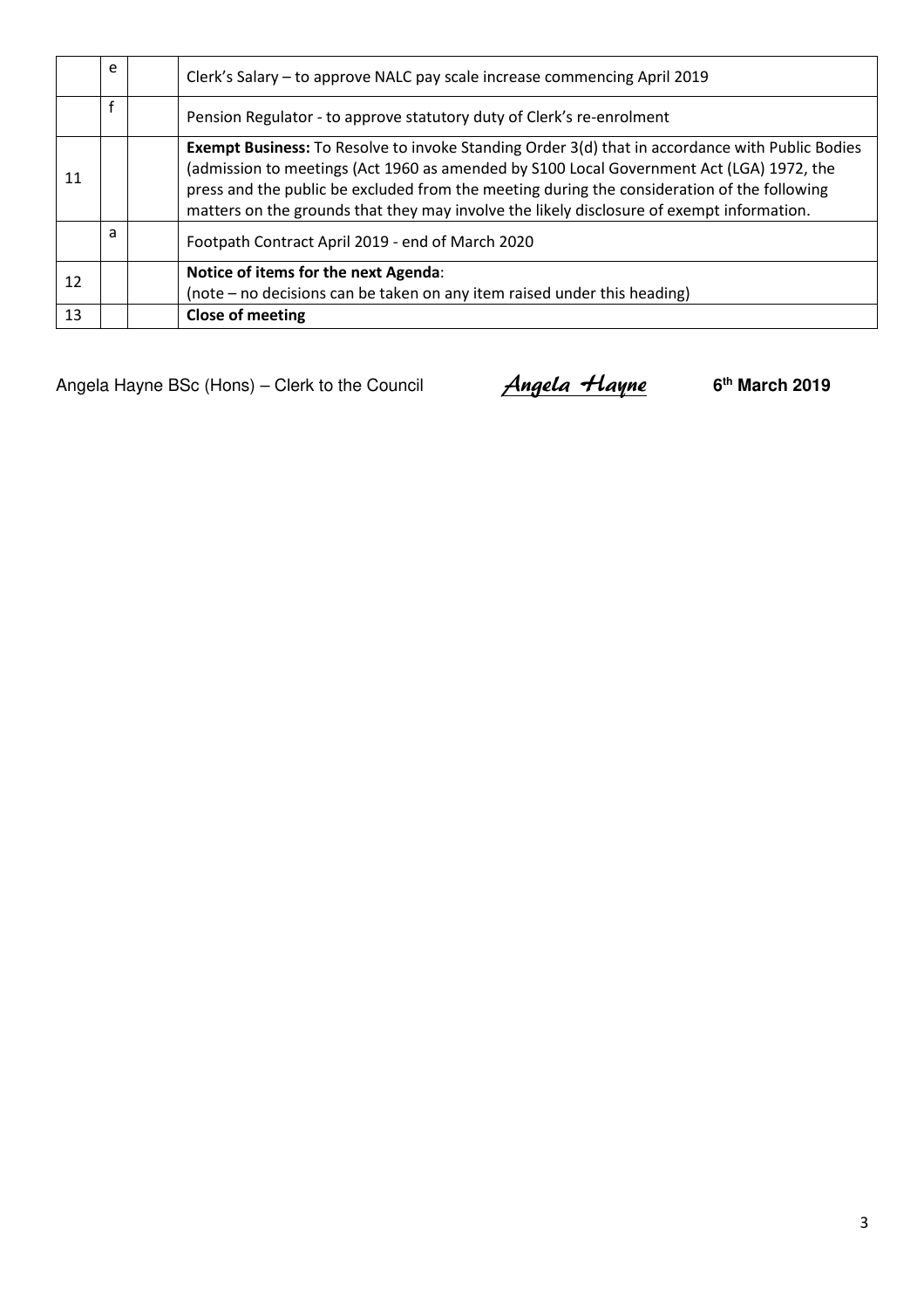| | | | |
|---|---|---|---|
| | e | | Clerk's Salary – to approve NALC pay scale increase commencing April 2019 |
| | f | | Pension Regulator - to approve statutory duty of Clerk's re-enrolment |
| 11 | | | **Exempt Business:** To Resolve to invoke Standing Order 3(d) that in accordance with Public Bodies (admission to meetings (Act 1960 as amended by S100 Local Government Act (LGA) 1972, the press and the public be excluded from the meeting during the consideration of the following matters on the grounds that they may involve the likely disclosure of exempt information. |
| | a | | Footpath Contract April 2019 - end of March 2020 |
| 12 | | | **Notice of items for the next Agenda**: (note – no decisions can be taken on any item raised under this heading) |
| 13 | | | **Close of meeting** |

Angela Hayne BSc (Hons) – Clerk to the Council *Angela Hayne* **6th March 2019**